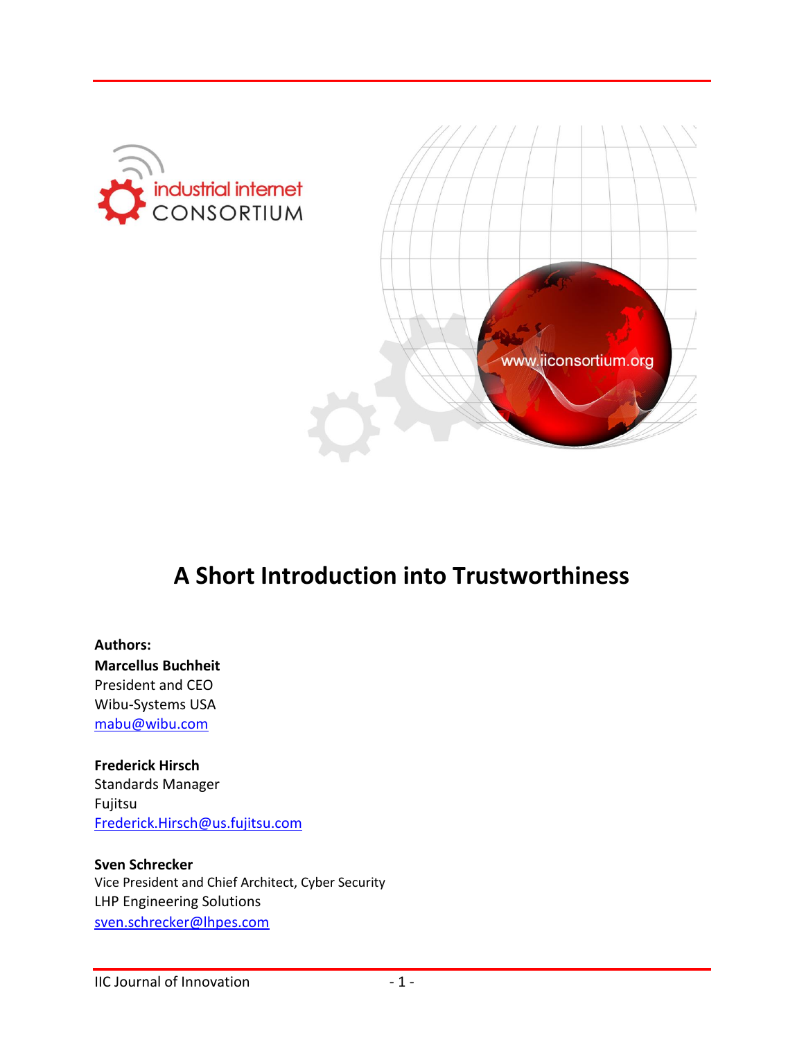industrial internet CONSORTIUM

www.iiconsortium.org

# A Short Introduction into Trustworthiness

**Authors:**

**Marcellus Buchheit**
President and CEO
Wibu-Systems USA
mabu@wibu.com

**Frederick Hirsch**
Standards Manager
Fujitsu
Frederick.Hirsch@us.fujitsu.com

**Sven Schrecker**
Vice President and Chief Architect, Cyber Security
LHP Engineering Solutions
sven.schrecker@lhpes.com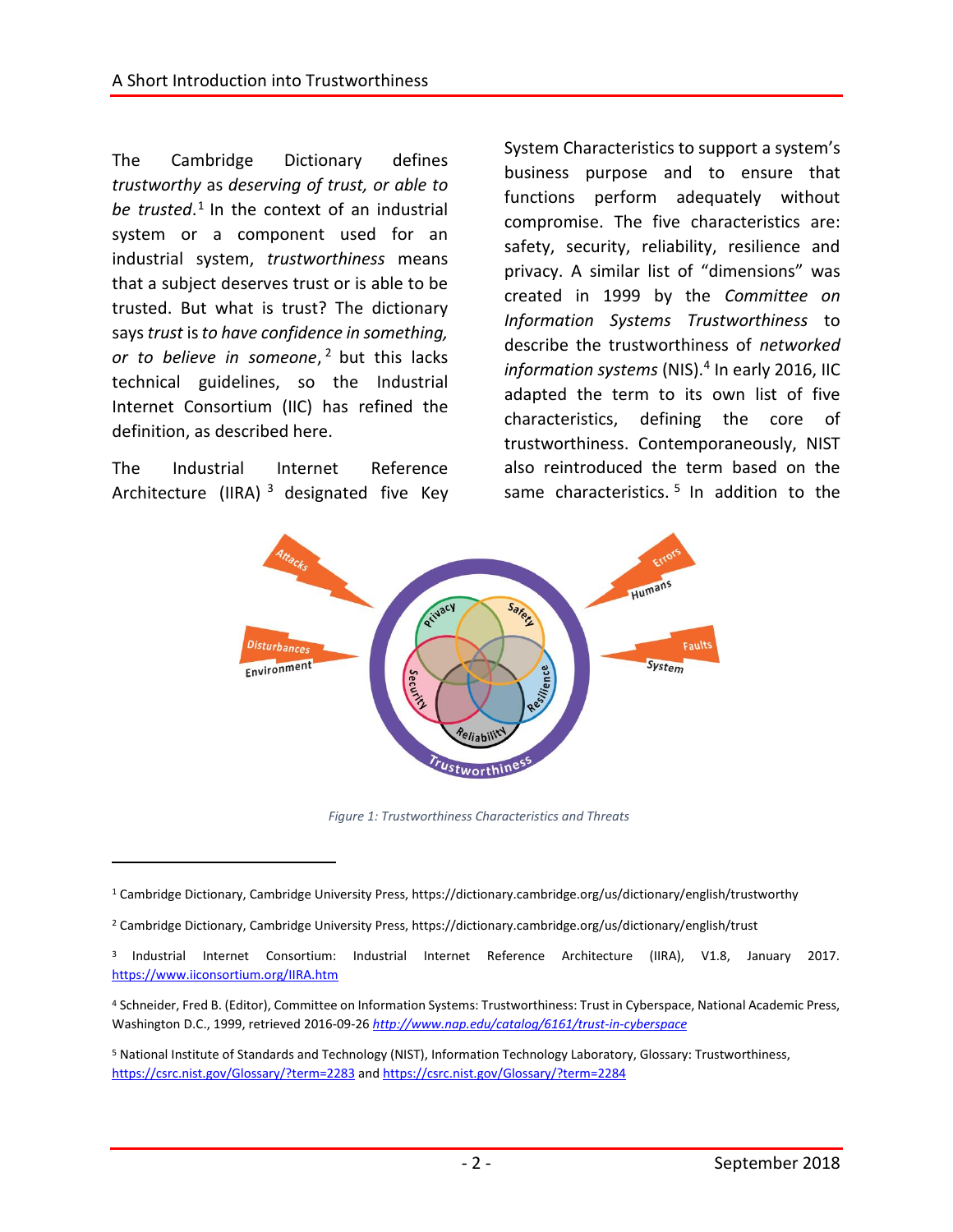The Cambridge Dictionary defines *trustworthy* as *deserving of trust, or able to be trusted*.[1] In the context of an industrial system or a component used for an industrial system, *trustworthiness* means that a subject deserves trust or is able to be trusted. But what is trust? The dictionary says *trust* is *to have confidence in something, or to believe in someone*,[2] but this lacks technical guidelines, so the Industrial Internet Consortium (IIC) has refined the definition, as described here.

The Industrial Internet Reference Architecture (IIRA)[3] designated five Key System Characteristics to support a system's business purpose and to ensure that functions perform adequately without compromise. The five characteristics are: safety, security, reliability, resilience and privacy. A similar list of "dimensions" was created in 1999 by the *Committee on Information Systems Trustworthiness* to describe the trustworthiness of *networked information systems* (NIS).[4] In early 2016, IIC adapted the term to its own list of five characteristics, defining the core of trustworthiness. Contemporaneously, NIST also reintroduced the term based on the same characteristics.[5] In addition to the

*Figure 1: Trustworthiness Characteristics and Threats*

[1] Cambridge Dictionary, Cambridge University Press, https://dictionary.cambridge.org/us/dictionary/english/trustworthy

[2] Cambridge Dictionary, Cambridge University Press, https://dictionary.cambridge.org/us/dictionary/english/trust

[3] Industrial Internet Consortium: Industrial Internet Reference Architecture (IIRA), V1.8, January 2017. https://www.iiconsortium.org/IIRA.htm

[4] Schneider, Fred B. (Editor), Committee on Information Systems: Trustworthiness: Trust in Cyberspace, National Academic Press, Washington D.C., 1999, retrieved 2016-09-26 *http://www.nap.edu/catalog/6161/trust-in-cyberspace*

[5] National Institute of Standards and Technology (NIST), Information Technology Laboratory, Glossary: Trustworthiness, https://csrc.nist.gov/Glossary/?term=2283 and https://csrc.nist.gov/Glossary/?term=2284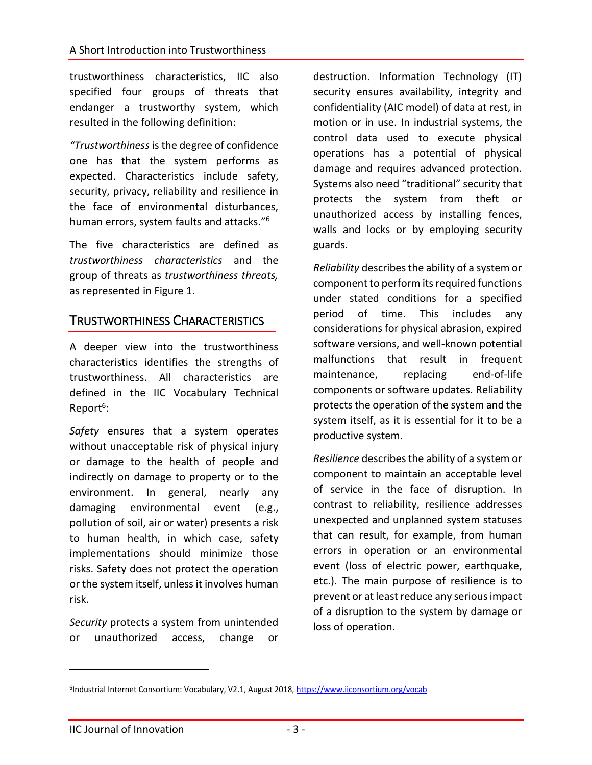trustworthiness characteristics, IIC also specified four groups of threats that endanger a trustworthy system, which resulted in the following definition:

*"Trustworthiness* is the degree of confidence one has that the system performs as expected. Characteristics include safety, security, privacy, reliability and resilience in the face of environmental disturbances, human errors, system faults and attacks."[6]

The five characteristics are defined as *trustworthiness characteristics* and the group of threats as *trustworthiness threats,* as represented in Figure 1.

## TRUSTWORTHINESS CHARACTERISTICS

A deeper view into the trustworthiness characteristics identifies the strengths of trustworthiness. All characteristics are defined in the IIC Vocabulary Technical Report[6]:

*Safety* ensures that a system operates without unacceptable risk of physical injury or damage to the health of people and indirectly on damage to property or to the environment. In general, nearly any damaging environmental event (e.g., pollution of soil, air or water) presents a risk to human health, in which case, safety implementations should minimize those risks. Safety does not protect the operation or the system itself, unless it involves human risk.

*Security* protects a system from unintended or unauthorized access, change or destruction. Information Technology (IT) security ensures availability, integrity and confidentiality (AIC model) of data at rest, in motion or in use. In industrial systems, the control data used to execute physical operations has a potential of physical damage and requires advanced protection. Systems also need "traditional" security that protects the system from theft or unauthorized access by installing fences, walls and locks or by employing security guards.

*Reliability* describes the ability of a system or component to perform its required functions under stated conditions for a specified period of time. This includes any considerations for physical abrasion, expired software versions, and well-known potential malfunctions that result in frequent maintenance, replacing end-of-life components or software updates. Reliability protects the operation of the system and the system itself, as it is essential for it to be a productive system.

*Resilience* describes the ability of a system or component to maintain an acceptable level of service in the face of disruption. In contrast to reliability, resilience addresses unexpected and unplanned system statuses that can result, for example, from human errors in operation or an environmental event (loss of electric power, earthquake, etc.). The main purpose of resilience is to prevent or at least reduce any serious impact of a disruption to the system by damage or loss of operation.

---

[6] Industrial Internet Consortium: Vocabulary, V2.1, August 2018, https://www.iiconsortium.org/vocab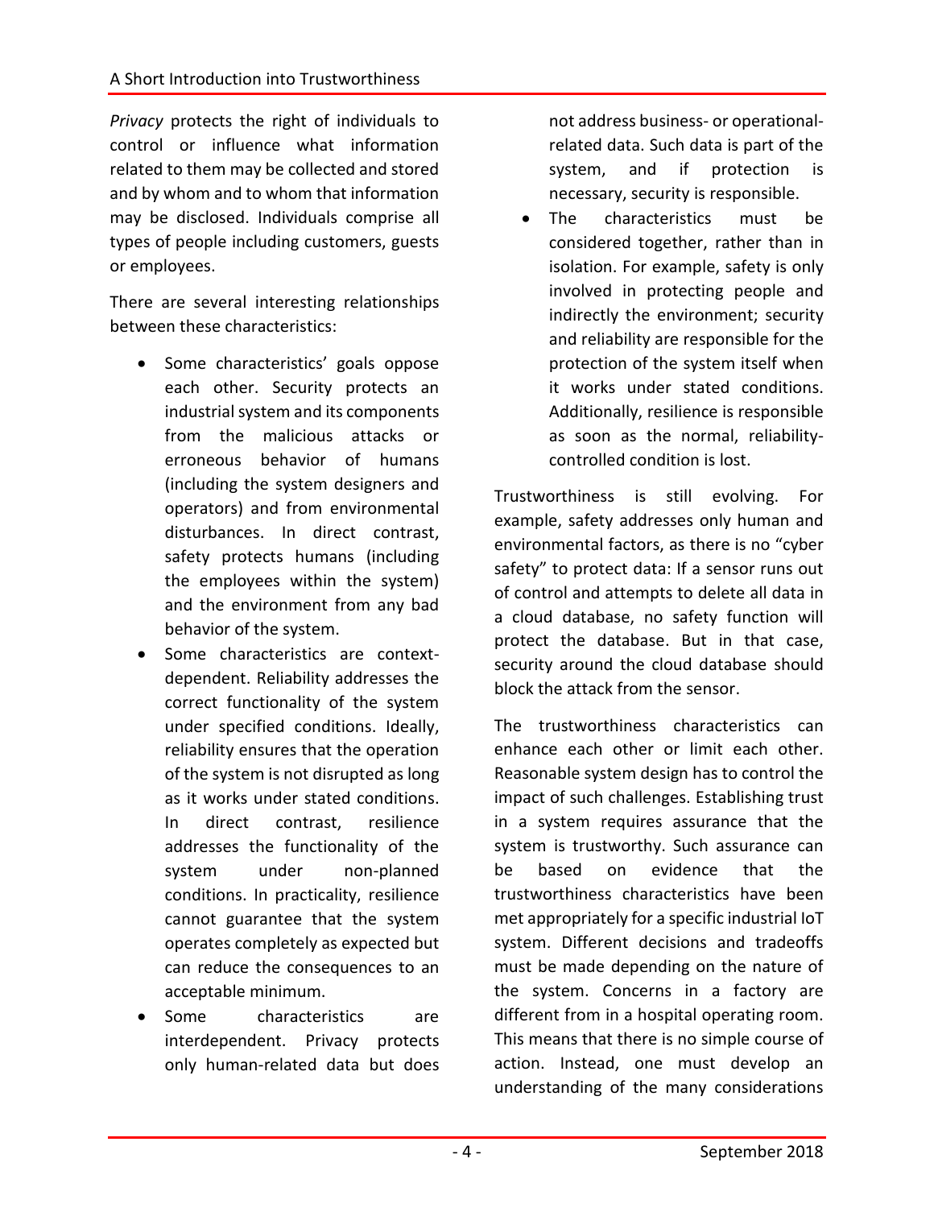*Privacy* protects the right of individuals to control or influence what information related to them may be collected and stored and by whom and to whom that information may be disclosed. Individuals comprise all types of people including customers, guests or employees.

There are several interesting relationships between these characteristics:

- Some characteristics' goals oppose each other. Security protects an industrial system and its components from the malicious attacks or erroneous behavior of humans (including the system designers and operators) and from environmental disturbances. In direct contrast, safety protects humans (including the employees within the system) and the environment from any bad behavior of the system.
- Some characteristics are context-dependent. Reliability addresses the correct functionality of the system under specified conditions. Ideally, reliability ensures that the operation of the system is not disrupted as long as it works under stated conditions. In direct contrast, resilience addresses the functionality of the system under non-planned conditions. In practicality, resilience cannot guarantee that the system operates completely as expected but can reduce the consequences to an acceptable minimum.
- Some characteristics are interdependent. Privacy protects only human-related data but does not address business- or operational-related data. Such data is part of the system, and if protection is necessary, security is responsible.
- The characteristics must be considered together, rather than in isolation. For example, safety is only involved in protecting people and indirectly the environment; security and reliability are responsible for the protection of the system itself when it works under stated conditions. Additionally, resilience is responsible as soon as the normal, reliability-controlled condition is lost.

Trustworthiness is still evolving. For example, safety addresses only human and environmental factors, as there is no "cyber safety" to protect data: If a sensor runs out of control and attempts to delete all data in a cloud database, no safety function will protect the database. But in that case, security around the cloud database should block the attack from the sensor.

The trustworthiness characteristics can enhance each other or limit each other. Reasonable system design has to control the impact of such challenges. Establishing trust in a system requires assurance that the system is trustworthy. Such assurance can be based on evidence that the trustworthiness characteristics have been met appropriately for a specific industrial IoT system. Different decisions and tradeoffs must be made depending on the nature of the system. Concerns in a factory are different from in a hospital operating room. This means that there is no simple course of action. Instead, one must develop an understanding of the many considerations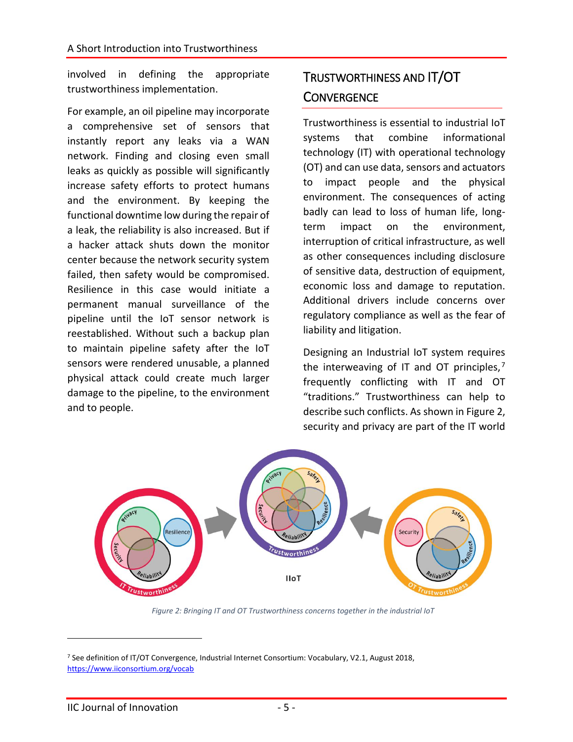involved in defining the appropriate trustworthiness implementation.

For example, an oil pipeline may incorporate a comprehensive set of sensors that instantly report any leaks via a WAN network. Finding and closing even small leaks as quickly as possible will significantly increase safety efforts to protect humans and the environment. By keeping the functional downtime low during the repair of a leak, the reliability is also increased. But if a hacker attack shuts down the monitor center because the network security system failed, then safety would be compromised. Resilience in this case would initiate a permanent manual surveillance of the pipeline until the IoT sensor network is reestablished. Without such a backup plan to maintain pipeline safety after the IoT sensors were rendered unusable, a planned physical attack could create much larger damage to the pipeline, to the environment and to people.

## TRUSTWORTHINESS AND IT/OT CONVERGENCE

Trustworthiness is essential to industrial IoT systems that combine informational technology (IT) with operational technology (OT) and can use data, sensors and actuators to impact people and the physical environment. The consequences of acting badly can lead to loss of human life, long-term impact on the environment, interruption of critical infrastructure, as well as other consequences including disclosure of sensitive data, destruction of equipment, economic loss and damage to reputation. Additional drivers include concerns over regulatory compliance as well as the fear of liability and litigation.

Designing an Industrial IoT system requires the interweaving of IT and OT principles,[7] frequently conflicting with IT and OT "traditions." Trustworthiness can help to describe such conflicts. As shown in Figure 2, security and privacy are part of the IT world

*Figure 2: Bringing IT and OT Trustworthiness concerns together in the industrial IoT*

[7] See definition of IT/OT Convergence, Industrial Internet Consortium: Vocabulary, V2.1, August 2018, https://www.iiconsortium.org/vocab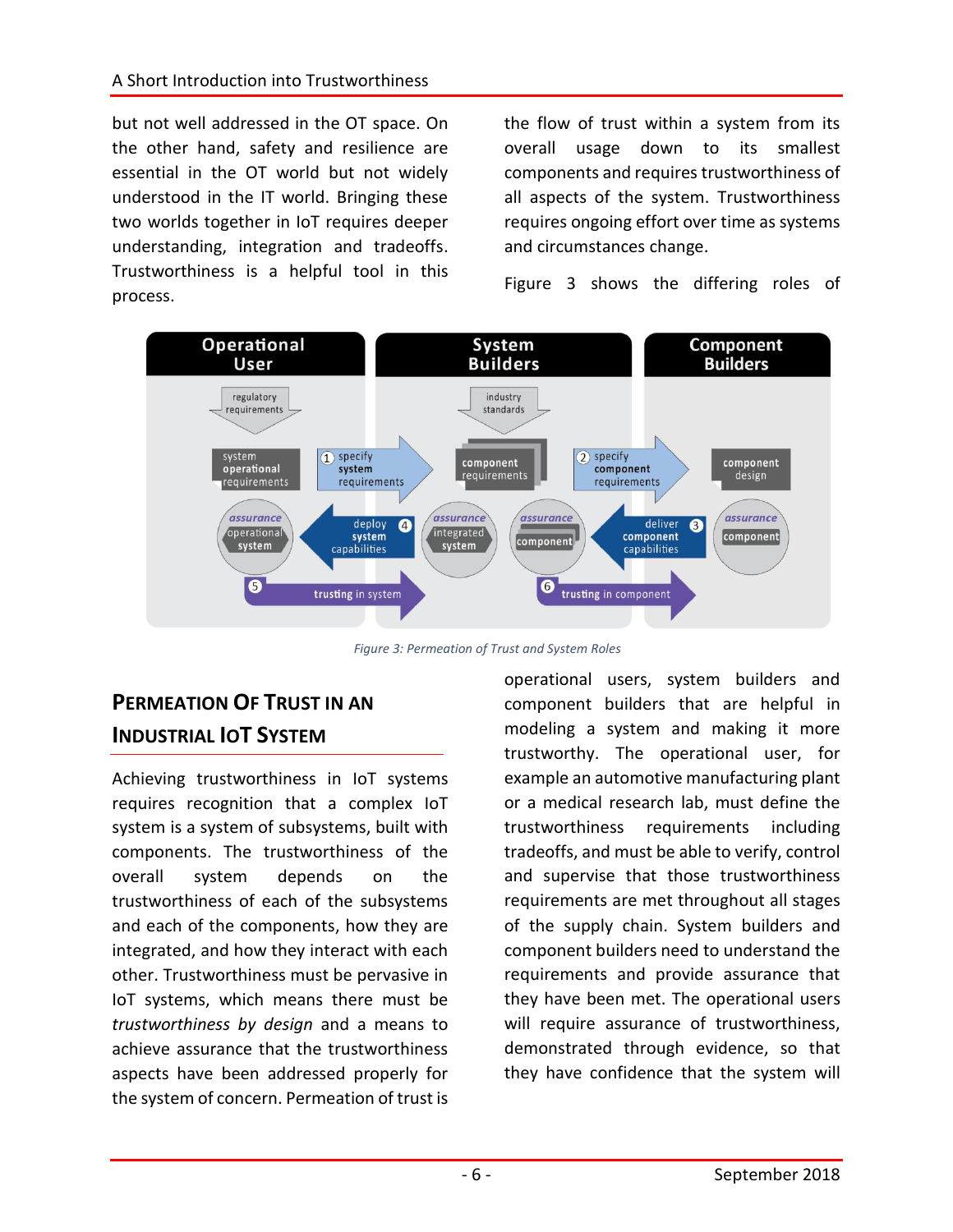but not well addressed in the OT space. On the other hand, safety and resilience are essential in the OT world but not widely understood in the IT world. Bringing these two worlds together in IoT requires deeper understanding, integration and tradeoffs. Trustworthiness is a helpful tool in this process.

the flow of trust within a system from its overall usage down to its smallest components and requires trustworthiness of all aspects of the system. Trustworthiness requires ongoing effort over time as systems and circumstances change.

Figure 3 shows the differing roles of operational users, system builders and component builders that are helpful in modeling a system and making it more trustworthy. The operational user, for example an automotive manufacturing plant or a medical research lab, must define the trustworthiness requirements including tradeoffs, and must be able to verify, control and supervise that those trustworthiness requirements are met throughout all stages of the supply chain. System builders and component builders need to understand the requirements and provide assurance that they have been met. The operational users will require assurance of trustworthiness, demonstrated through evidence, so that they have confidence that the system will

*Figure 3: Permeation of Trust and System Roles*

## PERMEATION OF TRUST IN AN INDUSTRIAL IOT SYSTEM

Achieving trustworthiness in IoT systems requires recognition that a complex IoT system is a system of subsystems, built with components. The trustworthiness of the overall system depends on the trustworthiness of each of the subsystems and each of the components, how they are integrated, and how they interact with each other. Trustworthiness must be pervasive in IoT systems, which means there must be *trustworthiness by design* and a means to achieve assurance that the trustworthiness aspects have been addressed properly for the system of concern. Permeation of trust is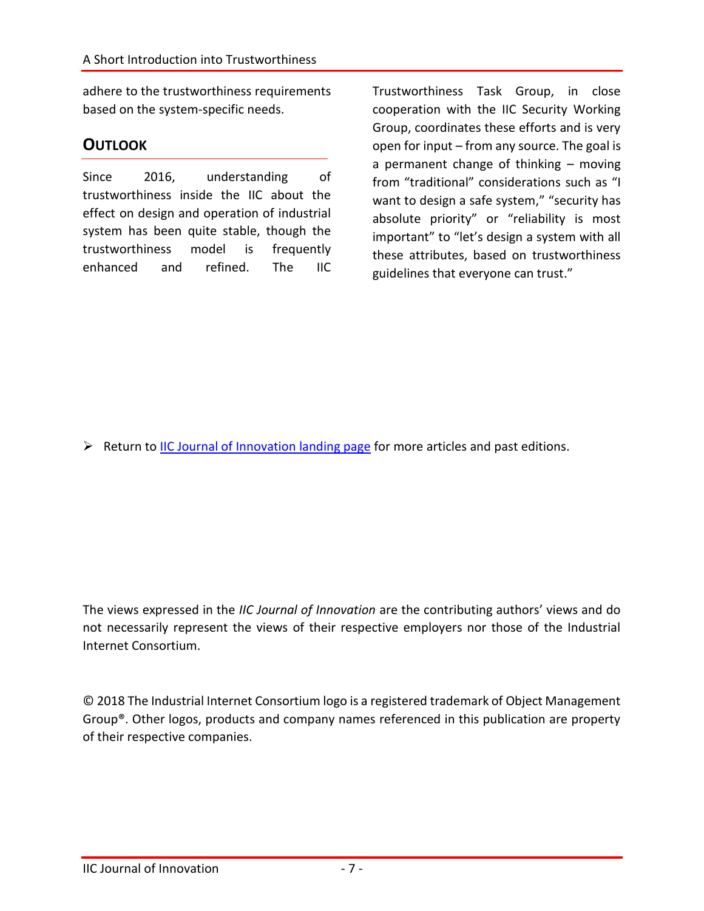adhere to the trustworthiness requirements based on the system-specific needs.

## OUTLOOK

Since 2016, understanding of trustworthiness inside the IIC about the effect on design and operation of industrial system has been quite stable, though the trustworthiness model is frequently enhanced and refined. The IIC Trustworthiness Task Group, in close cooperation with the IIC Security Working Group, coordinates these efforts and is very open for input – from any source. The goal is a permanent change of thinking – moving from "traditional" considerations such as "I want to design a safe system," "security has absolute priority" or "reliability is most important" to "let's design a system with all these attributes, based on trustworthiness guidelines that everyone can trust."

- Return to IIC Journal of Innovation landing page for more articles and past editions.

The views expressed in the *IIC Journal of Innovation* are the contributing authors' views and do not necessarily represent the views of their respective employers nor those of the Industrial Internet Consortium.

© 2018 The Industrial Internet Consortium logo is a registered trademark of Object Management Group®. Other logos, products and company names referenced in this publication are property of their respective companies.